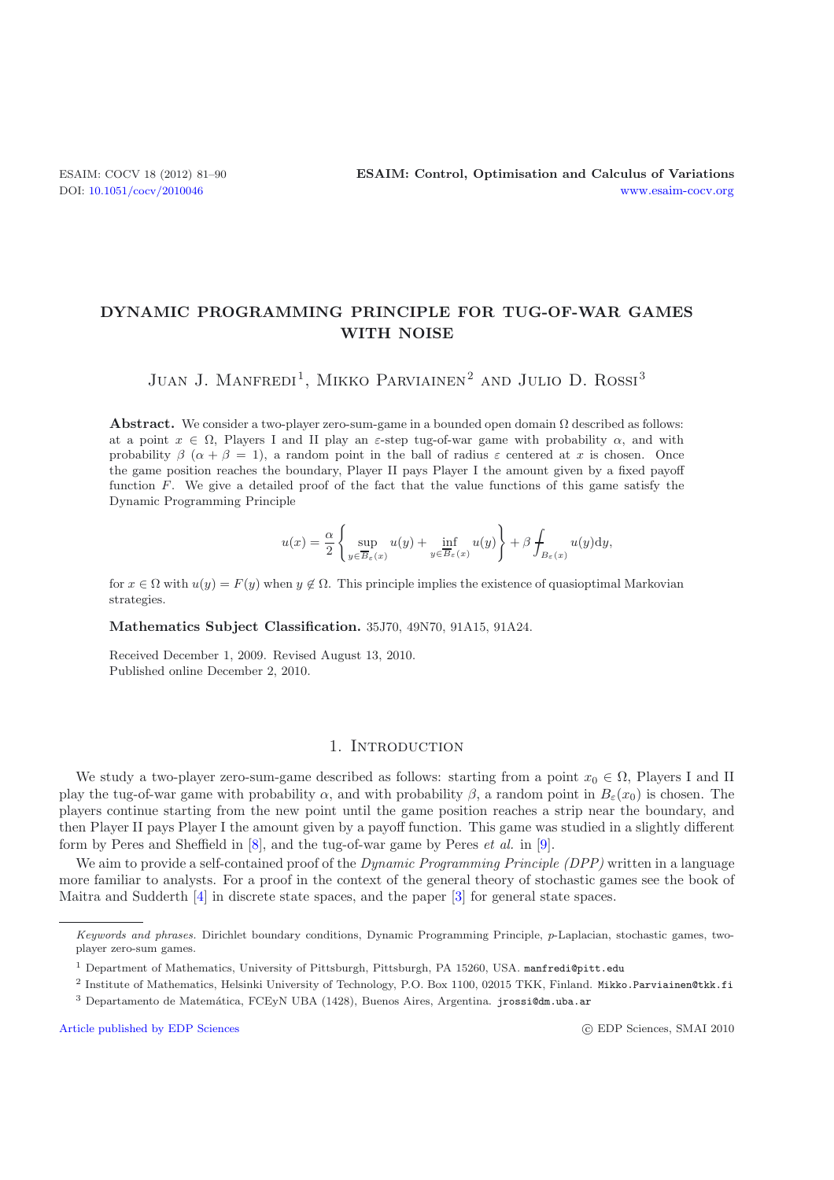# DYNAMIC PROGRAMMING PRINCIPLE FOR TUG-OF-WAR GAMES WITH NOISE

Juan J. Manfredi[1], Mikko Parviainen[2] and Julio D. Rossi[3]

**Abstract.** We consider a two-player zero-sum-game in a bounded open domain $\Omega$ described as follows: at a point $x \in \Omega$, Players I and II play an $\varepsilon$-step tug-of-war game with probability $\alpha$, and with probability $\beta$ ($\alpha + \beta = 1$), a random point in the ball of radius $\varepsilon$ centered at $x$ is chosen. Once the game position reaches the boundary, Player II pays Player I the amount given by a fixed payoff function $F$. We give a detailed proof of the fact that the value functions of this game satisfy the Dynamic Programming Principle

$$u(x) = \frac{\alpha}{2}\left\{ \sup_{y \in \overline{B}_\varepsilon(x)} u(y) + \inf_{y \in \overline{B}_\varepsilon(x)} u(y) \right\} + \beta \fint_{B_\varepsilon(x)} u(y)\,\mathrm{d}y,$$

for $x \in \Omega$ with $u(y) = F(y)$ when $y \notin \Omega$. This principle implies the existence of quasioptimal Markovian strategies.

**Mathematics Subject Classification.** 35J70, 49N70, 91A15, 91A24.

Received December 1, 2009. Revised August 13, 2010.
Published online December 2, 2010.

## 1. Introduction

We study a two-player zero-sum-game described as follows: starting from a point $x_0 \in \Omega$, Players I and II play the tug-of-war game with probability $\alpha$, and with probability $\beta$, a random point in $B_\varepsilon(x_0)$ is chosen. The players continue starting from the new point until the game position reaches a strip near the boundary, and then Player II pays Player I the amount given by a payoff function. This game was studied in a slightly different form by Peres and Sheffield in [8], and the tug-of-war game by Peres *et al.* in [9].

We aim to provide a self-contained proof of the *Dynamic Programming Principle (DPP)* written in a language more familiar to analysts. For a proof in the context of the general theory of stochastic games see the book of Maitra and Sudderth [4] in discrete state spaces, and the paper [3] for general state spaces.

---

*Keywords and phrases.* Dirichlet boundary conditions, Dynamic Programming Principle, $p$-Laplacian, stochastic games, two-player zero-sum games.

[1] Department of Mathematics, University of Pittsburgh, Pittsburgh, PA 15260, USA. manfredi@pitt.edu

[2] Institute of Mathematics, Helsinki University of Technology, P.O. Box 1100, 02015 TKK, Finland. Mikko.Parviainen@tkk.fi

[3] Departamento de Matemática, FCEyN UBA (1428), Buenos Aires, Argentina. jrossi@dm.uba.ar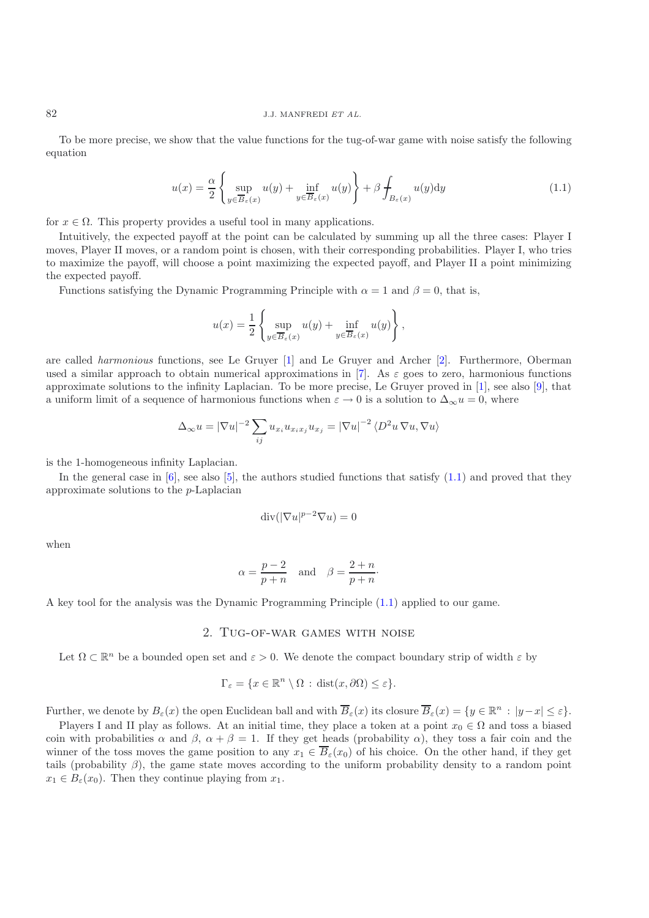To be more precise, we show that the value functions for the tug-of-war game with noise satisfy the following equation

$$u(x) = \frac{\alpha}{2}\left\{ \sup_{y\in \overline{B}_\varepsilon(x)} u(y) + \inf_{y\in \overline{B}_\varepsilon(x)} u(y)\right\} + \beta \fint_{B_\varepsilon(x)} u(y)\mathrm{d}y \tag{1.1}$$

for $x \in \Omega$. This property provides a useful tool in many applications.

Intuitively, the expected payoff at the point can be calculated by summing up all the three cases: Player I moves, Player II moves, or a random point is chosen, with their corresponding probabilities. Player I, who tries to maximize the payoff, will choose a point maximizing the expected payoff, and Player II a point minimizing the expected payoff.

Functions satisfying the Dynamic Programming Principle with $\alpha = 1$ and $\beta = 0$, that is,

$$u(x) = \frac{1}{2}\left\{ \sup_{y\in \overline{B}_\varepsilon(x)} u(y) + \inf_{y\in \overline{B}_\varepsilon(x)} u(y)\right\},$$

are called *harmonious* functions, see Le Gruyer [1] and Le Gruyer and Archer [2]. Furthermore, Oberman used a similar approach to obtain numerical approximations in [7]. As $\varepsilon$ goes to zero, harmonious functions approximate solutions to the infinity Laplacian. To be more precise, Le Gruyer proved in [1], see also [9], that a uniform limit of a sequence of harmonious functions when $\varepsilon \to 0$ is a solution to $\Delta_\infty u = 0$, where

$$\Delta_\infty u = |\nabla u|^{-2} \sum_{ij} u_{x_i} u_{x_i x_j} u_{x_j} = |\nabla u|^{-2} \left\langle D^2 u \, \nabla u, \nabla u \right\rangle$$

is the 1-homogeneous infinity Laplacian.

In the general case in [6], see also [5], the authors studied functions that satisfy (1.1) and proved that they approximate solutions to the $p$-Laplacian

$$\operatorname{div}(|\nabla u|^{p-2}\nabla u) = 0$$

when

$$\alpha = \frac{p-2}{p+n} \quad \text{and} \quad \beta = \frac{2+n}{p+n}\cdot$$

A key tool for the analysis was the Dynamic Programming Principle (1.1) applied to our game.

## 2. Tug-of-war games with noise

Let $\Omega \subset \mathbb{R}^n$ be a bounded open set and $\varepsilon > 0$. We denote the compact boundary strip of width $\varepsilon$ by

$$\Gamma_\varepsilon = \{x \in \mathbb{R}^n \setminus \Omega \,:\, \operatorname{dist}(x, \partial\Omega) \le \varepsilon\}.$$

Further, we denote by $B_\varepsilon(x)$ the open Euclidean ball and with $\overline{B}_\varepsilon(x)$ its closure $\overline{B}_\varepsilon(x) = \{y \in \mathbb{R}^n \,:\, |y - x| \le \varepsilon\}$.

Players I and II play as follows. At an initial time, they place a token at a point $x_0 \in \Omega$ and toss a biased coin with probabilities $\alpha$ and $\beta$, $\alpha + \beta = 1$. If they get heads (probability $\alpha$), they toss a fair coin and the winner of the toss moves the game position to any $x_1 \in \overline{B}_\varepsilon(x_0)$ of his choice. On the other hand, if they get tails (probability $\beta$), the game state moves according to the uniform probability density to a random point $x_1 \in B_\varepsilon(x_0)$. Then they continue playing from $x_1$.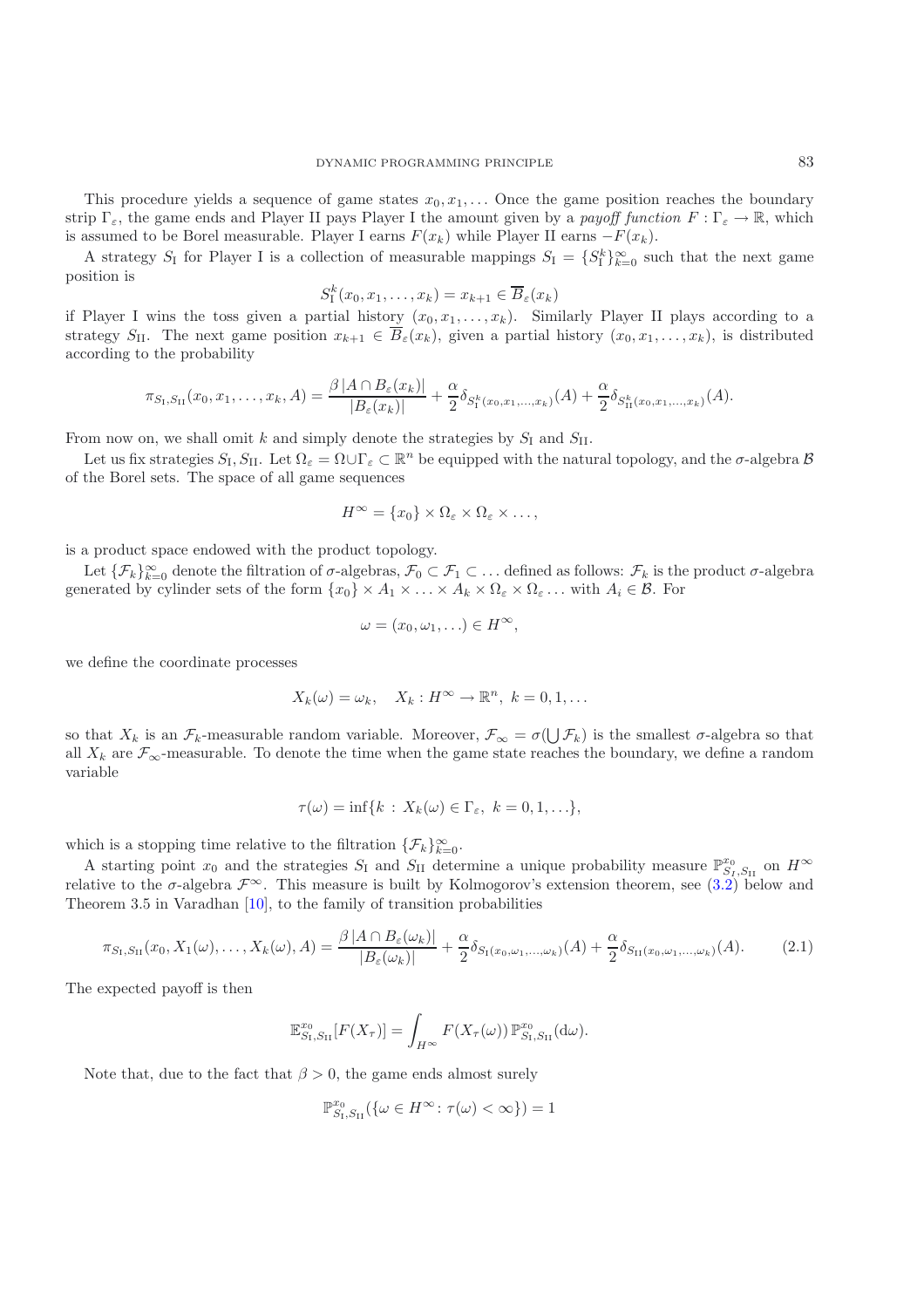This procedure yields a sequence of game states $x_0, x_1, \ldots$ Once the game position reaches the boundary strip $\Gamma_\varepsilon$, the game ends and Player II pays Player I the amount given by a *payoff function* $F : \Gamma_\varepsilon \to \mathbb{R}$, which is assumed to be Borel measurable. Player I earns $F(x_k)$ while Player II earns $-F(x_k)$.

A strategy $S_{\mathrm{I}}$ for Player I is a collection of measurable mappings $S_{\mathrm{I}} = \{S_{\mathrm{I}}^k\}_{k=0}^\infty$ such that the next game position is

$$S_{\mathrm{I}}^k(x_0, x_1, \ldots, x_k) = x_{k+1} \in \overline{B}_\varepsilon(x_k)$$

if Player I wins the toss given a partial history $(x_0, x_1, \ldots, x_k)$. Similarly Player II plays according to a strategy $S_{\mathrm{II}}$. The next game position $x_{k+1} \in \overline{B}_\varepsilon(x_k)$, given a partial history $(x_0, x_1, \ldots, x_k)$, is distributed according to the probability

$$\pi_{S_{\mathrm{I}}, S_{\mathrm{II}}}(x_0, x_1, \ldots, x_k, A) = \frac{\beta\, |A \cap B_\varepsilon(x_k)|}{|B_\varepsilon(x_k)|} + \frac{\alpha}{2} \delta_{S_{\mathrm{I}}^k(x_0, x_1, \ldots, x_k)}(A) + \frac{\alpha}{2} \delta_{S_{\mathrm{II}}^k(x_0, x_1, \ldots, x_k)}(A).$$

From now on, we shall omit $k$ and simply denote the strategies by $S_{\mathrm{I}}$ and $S_{\mathrm{II}}$.

Let us fix strategies $S_{\mathrm{I}}, S_{\mathrm{II}}$. Let $\Omega_\varepsilon = \Omega \cup \Gamma_\varepsilon \subset \mathbb{R}^n$ be equipped with the natural topology, and the $\sigma$-algebra $\mathcal{B}$ of the Borel sets. The space of all game sequences

$$H^\infty = \{x_0\} \times \Omega_\varepsilon \times \Omega_\varepsilon \times \ldots,$$

is a product space endowed with the product topology.

Let $\{\mathcal{F}_k\}_{k=0}^\infty$ denote the filtration of $\sigma$-algebras, $\mathcal{F}_0 \subset \mathcal{F}_1 \subset \ldots$ defined as follows: $\mathcal{F}_k$ is the product $\sigma$-algebra generated by cylinder sets of the form $\{x_0\} \times A_1 \times \ldots \times A_k \times \Omega_\varepsilon \times \Omega_\varepsilon \ldots$ with $A_i \in \mathcal{B}$. For

$$\omega = (x_0, \omega_1, \ldots) \in H^\infty,$$

we define the coordinate processes

$$X_k(\omega) = \omega_k, \quad X_k : H^\infty \to \mathbb{R}^n,\ k = 0, 1, \ldots$$

so that $X_k$ is an $\mathcal{F}_k$-measurable random variable. Moreover, $\mathcal{F}_\infty = \sigma(\bigcup \mathcal{F}_k)$ is the smallest $\sigma$-algebra so that all $X_k$ are $\mathcal{F}_\infty$-measurable. To denote the time when the game state reaches the boundary, we define a random variable

$$\tau(\omega) = \inf\{k : X_k(\omega) \in \Gamma_\varepsilon,\ k = 0, 1, \ldots\},$$

which is a stopping time relative to the filtration $\{\mathcal{F}_k\}_{k=0}^\infty$.

A starting point $x_0$ and the strategies $S_{\mathrm{I}}$ and $S_{\mathrm{II}}$ determine a unique probability measure $\mathbb{P}^{x_0}_{S_I, S_{\mathrm{II}}}$ on $H^\infty$ relative to the $\sigma$-algebra $\mathcal{F}^\infty$. This measure is built by Kolmogorov's extension theorem, see (3.2) below and Theorem 3.5 in Varadhan [10], to the family of transition probabilities

$$\pi_{S_{\mathrm{I}}, S_{\mathrm{II}}}(x_0, X_1(\omega), \ldots, X_k(\omega), A) = \frac{\beta\, |A \cap B_\varepsilon(\omega_k)|}{|B_\varepsilon(\omega_k)|} + \frac{\alpha}{2} \delta_{S_{\mathrm{I}}(x_0, \omega_1, \ldots, \omega_k)}(A) + \frac{\alpha}{2} \delta_{S_{\mathrm{II}}(x_0, \omega_1, \ldots, \omega_k)}(A). \tag{2.1}$$

The expected payoff is then

$$\mathbb{E}^{x_0}_{S_{\mathrm{I}}, S_{\mathrm{II}}}[F(X_\tau)] = \int_{H^\infty} F(X_\tau(\omega))\, \mathbb{P}^{x_0}_{S_{\mathrm{I}}, S_{\mathrm{II}}}(\mathrm{d}\omega).$$

Note that, due to the fact that $\beta > 0$, the game ends almost surely

$$\mathbb{P}^{x_0}_{S_{\mathrm{I}}, S_{\mathrm{II}}}(\{\omega \in H^\infty \colon \tau(\omega) < \infty\}) = 1$$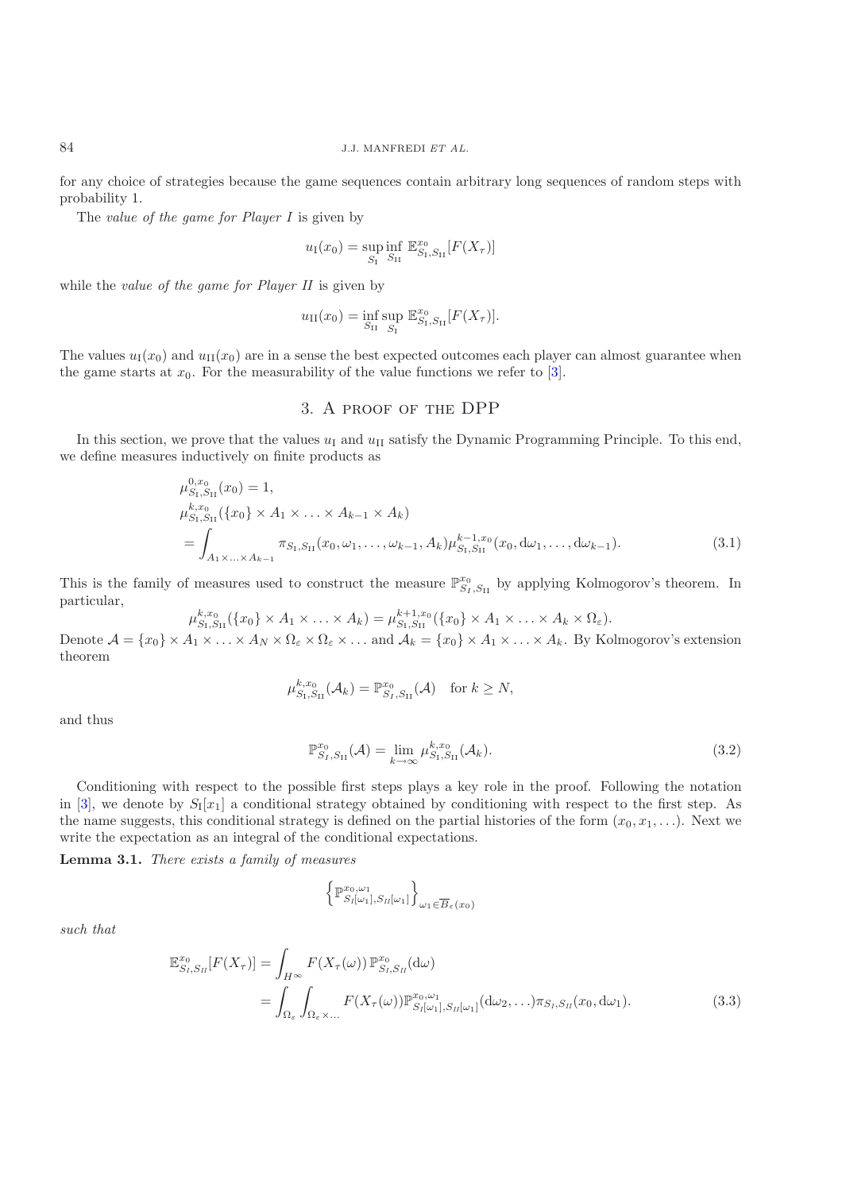for any choice of strategies because the game sequences contain arbitrary long sequences of random steps with probability 1.

The *value of the game for Player I* is given by

$$u_{\mathrm{I}}(x_0) = \sup_{S_{\mathrm{I}}} \inf_{S_{\mathrm{II}}} \mathbb{E}^{x_0}_{S_{\mathrm{I}},S_{\mathrm{II}}}[F(X_\tau)]$$

while the *value of the game for Player II* is given by

$$u_{\mathrm{II}}(x_0) = \inf_{S_{\mathrm{II}}} \sup_{S_{\mathrm{I}}} \mathbb{E}^{x_0}_{S_{\mathrm{I}},S_{\mathrm{II}}}[F(X_\tau)].$$

The values $u_{\mathrm{I}}(x_0)$ and $u_{\mathrm{II}}(x_0)$ are in a sense the best expected outcomes each player can almost guarantee when the game starts at $x_0$. For the measurability of the value functions we refer to [3].

## 3. A proof of the DPP

In this section, we prove that the values $u_{\mathrm{I}}$ and $u_{\mathrm{II}}$ satisfy the Dynamic Programming Principle. To this end, we define measures inductively on finite products as

$$\begin{aligned}
&\mu^{0,x_0}_{S_{\mathrm{I}},S_{\mathrm{II}}}(x_0) = 1, \\
&\mu^{k,x_0}_{S_{\mathrm{I}},S_{\mathrm{II}}}(\{x_0\} \times A_1 \times \ldots \times A_{k-1} \times A_k) \\
&= \int_{A_1 \times \ldots \times A_{k-1}} \pi_{S_{\mathrm{I}},S_{\mathrm{II}}}(x_0, \omega_1, \ldots, \omega_{k-1}, A_k) \mu^{k-1,x_0}_{S_{\mathrm{I}},S_{\mathrm{II}}}(x_0, \mathrm{d}\omega_1, \ldots, \mathrm{d}\omega_{k-1}).
\end{aligned} \tag{3.1}$$

This is the family of measures used to construct the measure $\mathbb{P}^{x_0}_{S_I,S_{\mathrm{II}}}$ by applying Kolmogorov's theorem. In particular,

$$\mu^{k,x_0}_{S_{\mathrm{I}},S_{\mathrm{II}}}(\{x_0\} \times A_1 \times \ldots \times A_k) = \mu^{k+1,x_0}_{S_{\mathrm{I}},S_{\mathrm{II}}}(\{x_0\} \times A_1 \times \ldots \times A_k \times \Omega_\varepsilon).$$

Denote $\mathcal{A} = \{x_0\} \times A_1 \times \ldots \times A_N \times \Omega_\varepsilon \times \Omega_\varepsilon \times \ldots$ and $\mathcal{A}_k = \{x_0\} \times A_1 \times \ldots \times A_k$. By Kolmogorov's extension theorem

$$\mu^{k,x_0}_{S_{\mathrm{I}},S_{\mathrm{II}}}(\mathcal{A}_k) = \mathbb{P}^{x_0}_{S_I,S_{\mathrm{II}}}(\mathcal{A}) \quad \text{for } k \geq N,$$

and thus

$$\mathbb{P}^{x_0}_{S_I,S_{\mathrm{II}}}(\mathcal{A}) = \lim_{k\to\infty} \mu^{k,x_0}_{S_{\mathrm{I}},S_{\mathrm{II}}}(\mathcal{A}_k). \tag{3.2}$$

Conditioning with respect to the possible first steps plays a key role in the proof. Following the notation in [3], we denote by $S_{\mathrm{I}}[x_1]$ a conditional strategy obtained by conditioning with respect to the first step. As the name suggests, this conditional strategy is defined on the partial histories of the form $(x_0, x_1, \ldots)$. Next we write the expectation as an integral of the conditional expectations.

**Lemma 3.1.** *There exists a family of measures*

$$\left\{\mathbb{P}^{x_0,\omega_1}_{S_I[\omega_1],S_{II}[\omega_1]}\right\}_{\omega_1 \in \overline{B}_\varepsilon(x_0)}$$

*such that*

$$\begin{aligned}
\mathbb{E}^{x_0}_{S_I,S_{II}}[F(X_\tau)] &= \int_{H^\infty} F(X_\tau(\omega))\, \mathbb{P}^{x_0}_{S_I,S_{II}}(\mathrm{d}\omega) \\
&= \int_{\Omega_\varepsilon} \int_{\Omega_\varepsilon \times \ldots} F(X_\tau(\omega)) \mathbb{P}^{x_0,\omega_1}_{S_I[\omega_1],S_{II}[\omega_1]}(\mathrm{d}\omega_2, \ldots) \pi_{S_I,S_{II}}(x_0, \mathrm{d}\omega_1).
\end{aligned} \tag{3.3}$$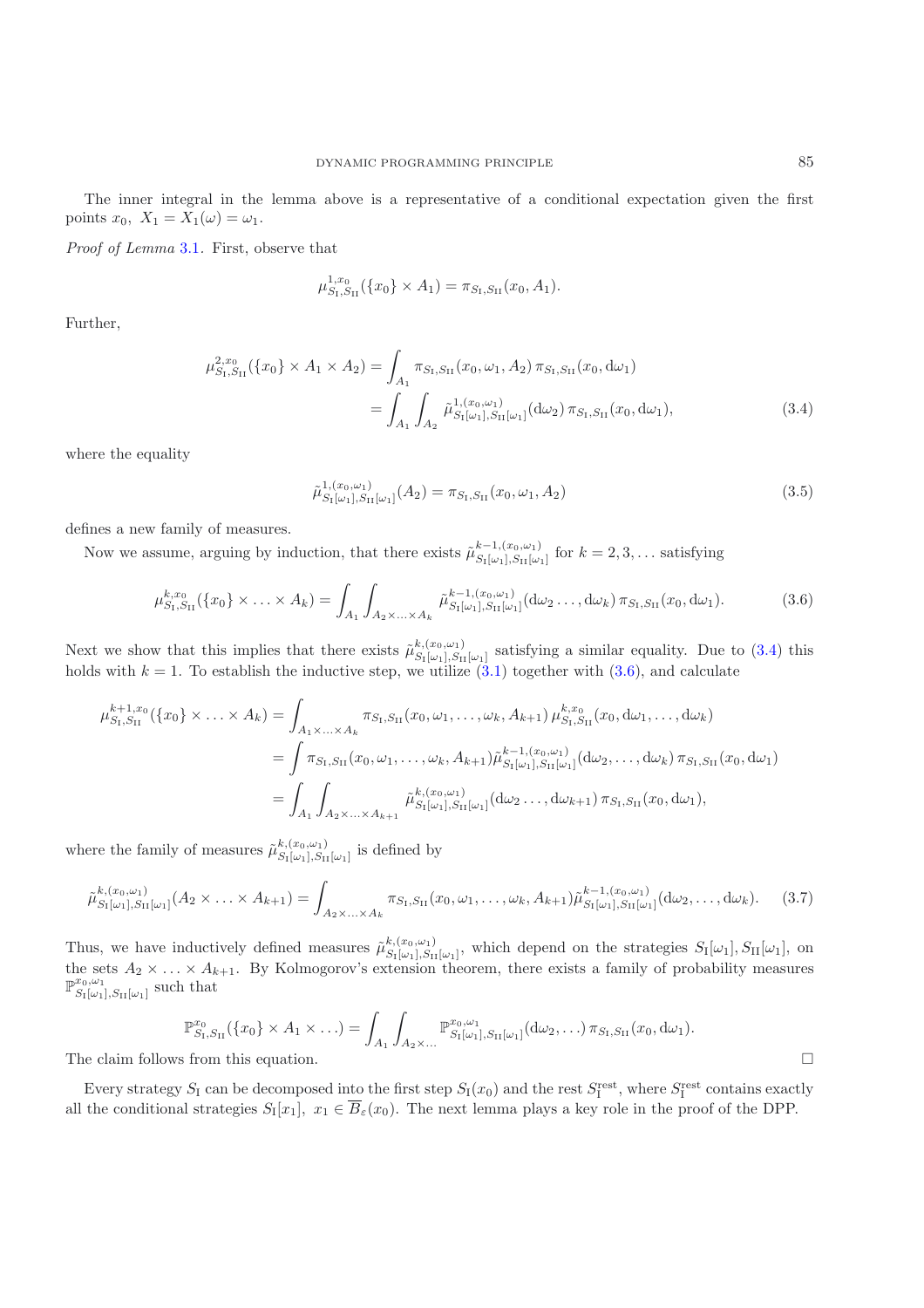The inner integral in the lemma above is a representative of a conditional expectation given the first points $x_0,\ X_1 = X_1(\omega) = \omega_1$.

*Proof of Lemma* 3.1. First, observe that

$$\mu^{1,x_0}_{S_{\rm I},S_{\rm II}}(\{x_0\}\times A_1) = \pi_{S_{\rm I},S_{\rm II}}(x_0,A_1).$$

Further,

$$\begin{aligned}
\mu^{2,x_0}_{S_{\rm I},S_{\rm II}}(\{x_0\}\times A_1\times A_2) &= \int_{A_1} \pi_{S_{\rm I},S_{\rm II}}(x_0,\omega_1,A_2)\,\pi_{S_{\rm I},S_{\rm II}}(x_0,{\rm d}\omega_1)\\
&= \int_{A_1}\int_{A_2} \tilde\mu^{1,(x_0,\omega_1)}_{S_{\rm I}[\omega_1],S_{\rm II}[\omega_1]}({\rm d}\omega_2)\,\pi_{S_{\rm I},S_{\rm II}}(x_0,{\rm d}\omega_1),
\end{aligned}\tag{3.4}$$

where the equality

$$\tilde\mu^{1,(x_0,\omega_1)}_{S_{\rm I}[\omega_1],S_{\rm II}[\omega_1]}(A_2) = \pi_{S_{\rm I},S_{\rm II}}(x_0,\omega_1,A_2)\tag{3.5}$$

defines a new family of measures.

Now we assume, arguing by induction, that there exists $\tilde\mu^{k-1,(x_0,\omega_1)}_{S_{\rm I}[\omega_1],S_{\rm II}[\omega_1]}$ for $k=2,3,\ldots$ satisfying

$$\mu^{k,x_0}_{S_{\rm I},S_{\rm II}}(\{x_0\}\times\ldots\times A_k) = \int_{A_1}\int_{A_2\times\ldots\times A_k} \tilde\mu^{k-1,(x_0,\omega_1)}_{S_{\rm I}[\omega_1],S_{\rm II}[\omega_1]}({\rm d}\omega_2\ldots,{\rm d}\omega_k)\,\pi_{S_{\rm I},S_{\rm II}}(x_0,{\rm d}\omega_1).\tag{3.6}$$

Next we show that this implies that there exists $\tilde\mu^{k,(x_0,\omega_1)}_{S_{\rm I}[\omega_1],S_{\rm II}[\omega_1]}$ satisfying a similar equality. Due to (3.4) this holds with $k=1$. To establish the inductive step, we utilize (3.1) together with (3.6), and calculate

$$\begin{aligned}
\mu^{k+1,x_0}_{S_{\rm I},S_{\rm II}}(\{x_0\}\times\ldots\times A_k) &= \int_{A_1\times\ldots\times A_k} \pi_{S_{\rm I},S_{\rm II}}(x_0,\omega_1,\ldots,\omega_k,A_{k+1})\,\mu^{k,x_0}_{S_{\rm I},S_{\rm II}}(x_0,{\rm d}\omega_1,\ldots,{\rm d}\omega_k)\\
&= \int \pi_{S_{\rm I},S_{\rm II}}(x_0,\omega_1,\ldots,\omega_k,A_{k+1})\tilde\mu^{k-1,(x_0,\omega_1)}_{S_{\rm I}[\omega_1],S_{\rm II}[\omega_1]}({\rm d}\omega_2,\ldots,{\rm d}\omega_k)\,\pi_{S_{\rm I},S_{\rm II}}(x_0,{\rm d}\omega_1)\\
&= \int_{A_1}\int_{A_2\times\ldots\times A_{k+1}} \tilde\mu^{k,(x_0,\omega_1)}_{S_{\rm I}[\omega_1],S_{\rm II}[\omega_1]}({\rm d}\omega_2\ldots,{\rm d}\omega_{k+1})\,\pi_{S_{\rm I},S_{\rm II}}(x_0,{\rm d}\omega_1),
\end{aligned}$$

where the family of measures $\tilde\mu^{k,(x_0,\omega_1)}_{S_{\rm I}[\omega_1],S_{\rm II}[\omega_1]}$ is defined by

$$\tilde\mu^{k,(x_0,\omega_1)}_{S_{\rm I}[\omega_1],S_{\rm II}[\omega_1]}(A_2\times\ldots\times A_{k+1}) = \int_{A_2\times\ldots\times A_k} \pi_{S_{\rm I},S_{\rm II}}(x_0,\omega_1,\ldots,\omega_k,A_{k+1})\tilde\mu^{k-1,(x_0,\omega_1)}_{S_{\rm I}[\omega_1],S_{\rm II}[\omega_1]}({\rm d}\omega_2,\ldots,{\rm d}\omega_k).\tag{3.7}$$

Thus, we have inductively defined measures $\tilde\mu^{k,(x_0,\omega_1)}_{S_{\rm I}[\omega_1],S_{\rm II}[\omega_1]}$, which depend on the strategies $S_{\rm I}[\omega_1], S_{\rm II}[\omega_1]$, on the sets $A_2\times\ldots\times A_{k+1}$. By Kolmogorov's extension theorem, there exists a family of probability measures $\mathbb{P}^{x_0,\omega_1}_{S_{\rm I}[\omega_1],S_{\rm II}[\omega_1]}$ such that

$$\mathbb{P}^{x_0}_{S_{\rm I},S_{\rm II}}(\{x_0\}\times A_1\times\ldots) = \int_{A_1}\int_{A_2\times\ldots} \mathbb{P}^{x_0,\omega_1}_{S_{\rm I}[\omega_1],S_{\rm II}[\omega_1]}({\rm d}\omega_2,\ldots)\,\pi_{S_{\rm I},S_{\rm II}}(x_0,{\rm d}\omega_1).$$

The claim follows from this equation. □

Every strategy $S_{\rm I}$ can be decomposed into the first step $S_{\rm I}(x_0)$ and the rest $S_{\rm I}^{\rm rest}$, where $S_{\rm I}^{\rm rest}$ contains exactly all the conditional strategies $S_{\rm I}[x_1],\ x_1\in\overline{B}_\varepsilon(x_0)$. The next lemma plays a key role in the proof of the DPP.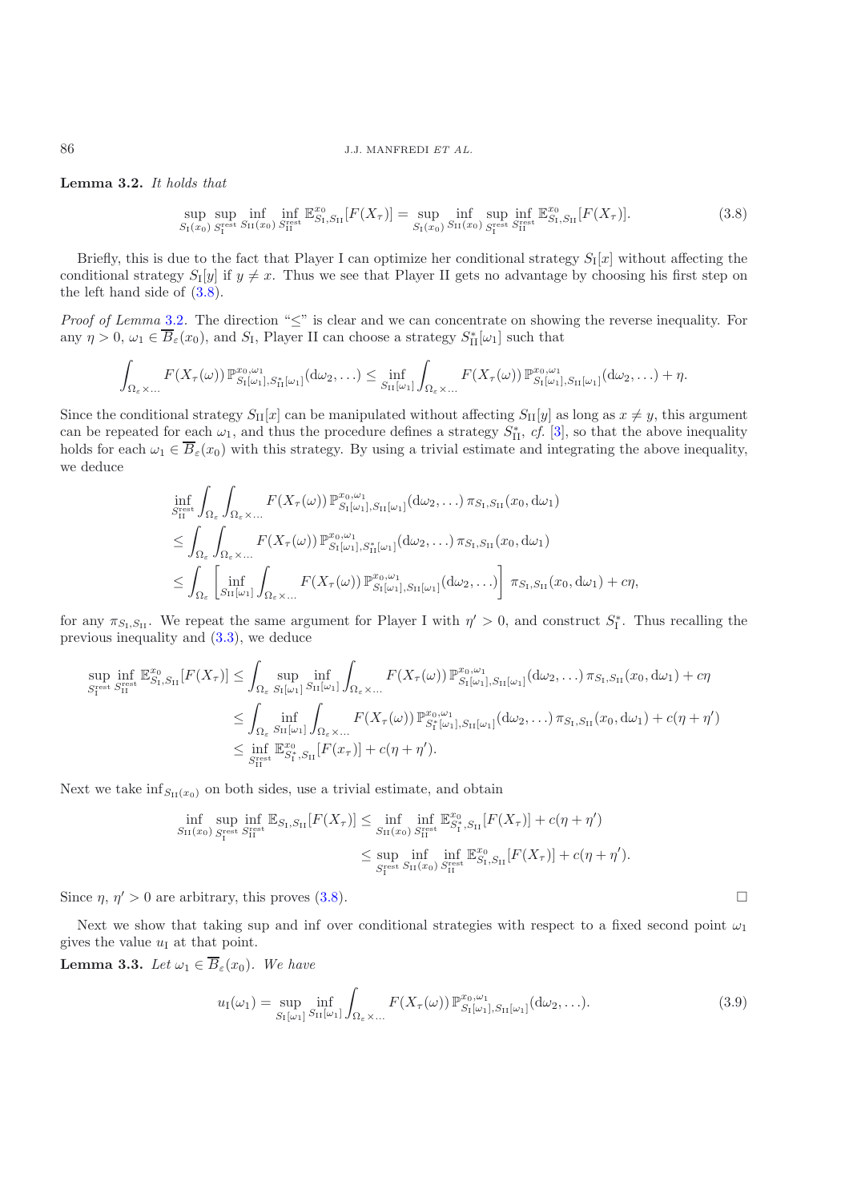**Lemma 3.2.** *It holds that*

$$\sup_{S_{\rm I}(x_0)} \sup_{S_{\rm I}^{\rm rest}} \inf_{S_{\rm II}(x_0)} \inf_{S_{\rm II}^{\rm rest}} \mathbb{E}^{x_0}_{S_{\rm I},S_{\rm II}}[F(X_\tau)] = \sup_{S_{\rm I}(x_0)} \inf_{S_{\rm II}(x_0)} \sup_{S_{\rm I}^{\rm rest}} \inf_{S_{\rm II}^{\rm rest}} \mathbb{E}^{x_0}_{S_{\rm I},S_{\rm II}}[F(X_\tau)]. \tag{3.8}$$

Briefly, this is due to the fact that Player I can optimize her conditional strategy $S_{\rm I}[x]$ without affecting the conditional strategy $S_{\rm I}[y]$ if $y \neq x$. Thus we see that Player II gets no advantage by choosing his first step on the left hand side of (3.8).

*Proof of Lemma* 3.2. The direction "$\leq$" is clear and we can concentrate on showing the reverse inequality. For any $\eta > 0$, $\omega_1 \in \overline{B}_\varepsilon(x_0)$, and $S_{\rm I}$, Player II can choose a strategy $S^*_{\rm II}[\omega_1]$ such that

$$\int_{\Omega_\varepsilon \times \ldots} F(X_\tau(\omega))\, \mathbb{P}^{x_0,\omega_1}_{S_{\rm I}[\omega_1],S^*_{\rm II}[\omega_1]}({\rm d}\omega_2,\ldots) \leq \inf_{S_{\rm II}[\omega_1]} \int_{\Omega_\varepsilon \times \ldots} F(X_\tau(\omega))\, \mathbb{P}^{x_0,\omega_1}_{S_{\rm I}[\omega_1],S_{\rm II}[\omega_1]}({\rm d}\omega_2,\ldots) + \eta.$$

Since the conditional strategy $S_{\rm II}[x]$ can be manipulated without affecting $S_{\rm II}[y]$ as long as $x \neq y$, this argument can be repeated for each $\omega_1$, and thus the procedure defines a strategy $S^*_{\rm II}$, *cf.* [3], so that the above inequality holds for each $\omega_1 \in \overline{B}_\varepsilon(x_0)$ with this strategy. By using a trivial estimate and integrating the above inequality, we deduce

$$\begin{aligned}
&\inf_{S_{\rm II}^{\rm rest}} \int_{\Omega_\varepsilon} \int_{\Omega_\varepsilon \times \ldots} F(X_\tau(\omega))\, \mathbb{P}^{x_0,\omega_1}_{S_{\rm I}[\omega_1],S_{\rm II}[\omega_1]}({\rm d}\omega_2,\ldots)\, \pi_{S_{\rm I},S_{\rm II}}(x_0,{\rm d}\omega_1) \\
&\leq \int_{\Omega_\varepsilon} \int_{\Omega_\varepsilon \times \ldots} F(X_\tau(\omega))\, \mathbb{P}^{x_0,\omega_1}_{S_{\rm I}[\omega_1],S^*_{\rm II}[\omega_1]}({\rm d}\omega_2,\ldots)\, \pi_{S_{\rm I},S_{\rm II}}(x_0,{\rm d}\omega_1) \\
&\leq \int_{\Omega_\varepsilon} \left[ \inf_{S_{\rm II}[\omega_1]} \int_{\Omega_\varepsilon \times \ldots} F(X_\tau(\omega))\, \mathbb{P}^{x_0,\omega_1}_{S_{\rm I}[\omega_1],S_{\rm II}[\omega_1]}({\rm d}\omega_2,\ldots) \right] \pi_{S_{\rm I},S_{\rm II}}(x_0,{\rm d}\omega_1) + c\eta,
\end{aligned}$$

for any $\pi_{S_{\rm I},S_{\rm II}}$. We repeat the same argument for Player I with $\eta' > 0$, and construct $S^*_{\rm I}$. Thus recalling the previous inequality and (3.3), we deduce

$$\begin{aligned}
\sup_{S_{\rm I}^{\rm rest}} \inf_{S_{\rm II}^{\rm rest}} \mathbb{E}^{x_0}_{S_{\rm I},S_{\rm II}}[F(X_\tau)] &\leq \int_{\Omega_\varepsilon} \sup_{S_{\rm I}[\omega_1]} \inf_{S_{\rm II}[\omega_1]} \int_{\Omega_\varepsilon \times \ldots} F(X_\tau(\omega))\, \mathbb{P}^{x_0,\omega_1}_{S_{\rm I}[\omega_1],S_{\rm II}[\omega_1]}({\rm d}\omega_2,\ldots)\, \pi_{S_{\rm I},S_{\rm II}}(x_0,{\rm d}\omega_1) + c\eta \\
&\leq \int_{\Omega_\varepsilon} \inf_{S_{\rm II}[\omega_1]} \int_{\Omega_\varepsilon \times \ldots} F(X_\tau(\omega))\, \mathbb{P}^{x_0,\omega_1}_{S^*_{\rm I}[\omega_1],S_{\rm II}[\omega_1]}({\rm d}\omega_2,\ldots)\, \pi_{S_{\rm I},S_{\rm II}}(x_0,{\rm d}\omega_1) + c(\eta+\eta') \\
&\leq \inf_{S_{\rm II}^{\rm rest}} \mathbb{E}^{x_0}_{S^*_{\rm I},S_{\rm II}}[F(x_\tau)] + c(\eta+\eta').
\end{aligned}$$

Next we take $\inf_{S_{\rm II}(x_0)}$ on both sides, use a trivial estimate, and obtain

$$\begin{aligned}
\inf_{S_{\rm II}(x_0)} \sup_{S_{\rm I}^{\rm rest}} \inf_{S_{\rm II}^{\rm rest}} \mathbb{E}_{S_{\rm I},S_{\rm II}}[F(X_\tau)] &\leq \inf_{S_{\rm II}(x_0)} \inf_{S_{\rm II}^{\rm rest}} \mathbb{E}^{x_0}_{S^*_{\rm I},S_{\rm II}}[F(X_\tau)] + c(\eta+\eta') \\
&\leq \sup_{S_{\rm I}^{\rm rest}} \inf_{S_{\rm II}(x_0)} \inf_{S_{\rm II}^{\rm rest}} \mathbb{E}^{x_0}_{S_{\rm I},S_{\rm II}}[F(X_\tau)] + c(\eta+\eta').
\end{aligned}$$

Since $\eta$, $\eta' > 0$ are arbitrary, this proves (3.8). $\square$

Next we show that taking sup and inf over conditional strategies with respect to a fixed second point $\omega_1$ gives the value $u_{\rm I}$ at that point.

**Lemma 3.3.** *Let* $\omega_1 \in \overline{B}_\varepsilon(x_0)$. *We have*

$$u_{\rm I}(\omega_1) = \sup_{S_{\rm I}[\omega_1]} \inf_{S_{\rm II}[\omega_1]} \int_{\Omega_\varepsilon \times \ldots} F(X_\tau(\omega))\, \mathbb{P}^{x_0,\omega_1}_{S_{\rm I}[\omega_1],S_{\rm II}[\omega_1]}({\rm d}\omega_2,\ldots). \tag{3.9}$$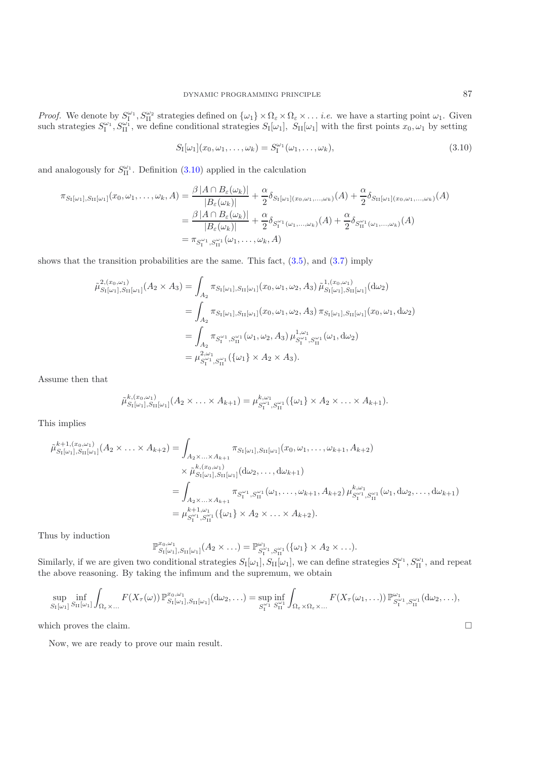*Proof.* We denote by $S_{\rm I}^{\omega_1}, S_{\rm II}^{\omega_2}$ strategies defined on $\{\omega_1\}\times\Omega_\varepsilon\times\Omega_\varepsilon\times\ldots$ *i.e.* we have a starting point $\omega_1$. Given such strategies $S_{\rm I}^{\omega_1}, S_{\rm II}^{\omega_1}$, we define conditional strategies $S_{\rm I}[\omega_1],\ S_{\rm II}[\omega_1]$ with the first points $x_0,\omega_1$ by setting

$$S_{\rm I}[\omega_1](x_0,\omega_1,\ldots,\omega_k) = S_{\rm I}^{\omega_1}(\omega_1,\ldots,\omega_k), \tag{3.10}$$

and analogously for $S_{\rm II}^{\omega_1}$. Definition (3.10) applied in the calculation

$$\begin{aligned}
\pi_{S_{\rm I}[\omega_1],S_{\rm II}[\omega_1]}(x_0,\omega_1,\ldots,\omega_k,A) &= \frac{\beta\,|A\cap B_\varepsilon(\omega_k)|}{|B_\varepsilon(\omega_k)|} + \frac{\alpha}{2}\delta_{S_{\rm I}[\omega_1](x_0,\omega_1,\ldots,\omega_k)}(A) + \frac{\alpha}{2}\delta_{S_{\rm II}[\omega_1](x_0,\omega_1,\ldots,\omega_k)}(A)\\
&= \frac{\beta\,|A\cap B_\varepsilon(\omega_k)|}{|B_\varepsilon(\omega_k)|} + \frac{\alpha}{2}\delta_{S_{\rm I}^{\omega_1}(\omega_1,\ldots,\omega_k)}(A) + \frac{\alpha}{2}\delta_{S_{\rm II}^{\omega_1}(\omega_1,\ldots,\omega_k)}(A)\\
&= \pi_{S_{\rm I}^{\omega_1},S_{\rm II}^{\omega_1}}(\omega_1,\ldots,\omega_k,A)
\end{aligned}$$

shows that the transition probabilities are the same. This fact, (3.5), and (3.7) imply

$$\begin{aligned}
\tilde\mu^{2,(x_0,\omega_1)}_{S_{\rm I}[\omega_1],S_{\rm II}[\omega_1]}(A_2\times A_3) &= \int_{A_2}\pi_{S_{\rm I}[\omega_1],S_{\rm II}[\omega_1]}(x_0,\omega_1,\omega_2,A_3)\,\tilde\mu^{1,(x_0,\omega_1)}_{S_{\rm I}[\omega_1],S_{\rm II}[\omega_1]}({\rm d}\omega_2)\\
&= \int_{A_2}\pi_{S_{\rm I}[\omega_1],S_{\rm II}[\omega_1]}(x_0,\omega_1,\omega_2,A_3)\,\pi_{S_{\rm I}[\omega_1],S_{\rm II}[\omega_1]}(x_0,\omega_1,{\rm d}\omega_2)\\
&= \int_{A_2}\pi_{S_{\rm I}^{\omega_1},S_{\rm II}^{\omega_1}}(\omega_1,\omega_2,A_3)\,\mu^{1,\omega_1}_{S_{\rm I}^{\omega_1},S_{\rm II}^{\omega_1}}(\omega_1,{\rm d}\omega_2)\\
&= \mu^{2,\omega_1}_{S_{\rm I}^{\omega_1},S_{\rm II}^{\omega_1}}(\{\omega_1\}\times A_2\times A_3).
\end{aligned}$$

Assume then that

$$\tilde\mu^{k,(x_0,\omega_1)}_{S_{\rm I}[\omega_1],S_{\rm II}[\omega_1]}(A_2\times\ldots\times A_{k+1}) = \mu^{k,\omega_1}_{S_{\rm I}^{\omega_1},S_{\rm II}^{\omega_1}}(\{\omega_1\}\times A_2\times\ldots\times A_{k+1}).$$

This implies

$$\begin{aligned}
\tilde\mu^{k+1,(x_0,\omega_1)}_{S_{\rm I}[\omega_1],S_{\rm II}[\omega_1]}(A_2\times\ldots\times A_{k+2}) &= \int_{A_2\times\ldots\times A_{k+1}}\pi_{S_{\rm I}[\omega_1],S_{\rm II}[\omega_1]}(x_0,\omega_1,\ldots,\omega_{k+1},A_{k+2})\\
&\quad\times\tilde\mu^{k,(x_0,\omega_1)}_{S_{\rm I}[\omega_1],S_{\rm II}[\omega_1]}({\rm d}\omega_2,\ldots,{\rm d}\omega_{k+1})\\
&= \int_{A_2\times\ldots\times A_{k+1}}\pi_{S_{\rm I}^{\omega_1},S_{\rm II}^{\omega_1}}(\omega_1,\ldots,\omega_{k+1},A_{k+2})\,\mu^{k,\omega_1}_{S_{\rm I}^{\omega_1},S_{\rm II}^{\omega_1}}(\omega_1,{\rm d}\omega_2,\ldots,{\rm d}\omega_{k+1})\\
&= \mu^{k+1,\omega_1}_{S_{\rm I}^{\omega_1},S_{\rm II}^{\omega_1}}(\{\omega_1\}\times A_2\times\ldots\times A_{k+2}).
\end{aligned}$$

Thus by induction

$$\mathbb{P}^{x_0,\omega_1}_{S_{\rm I}[\omega_1],S_{\rm II}[\omega_1]}(A_2\times\ldots) = \mathbb{P}^{\omega_1}_{S_{\rm I}^{\omega_1},S_{\rm II}^{\omega_1}}(\{\omega_1\}\times A_2\times\ldots).$$

Similarly, if we are given two conditional strategies $S_{\rm I}[\omega_1], S_{\rm II}[\omega_1]$, we can define strategies $S_{\rm I}^{\omega_1}, S_{\rm II}^{\omega_1}$, and repeat the above reasoning. By taking the infimum and the supremum, we obtain

$$\sup_{S_{\rm I}[\omega_1]}\inf_{S_{\rm II}[\omega_1]}\int_{\Omega_\varepsilon\times\ldots}F(X_\tau(\omega))\,\mathbb{P}^{x_0,\omega_1}_{S_{\rm I}[\omega_1],S_{\rm II}[\omega_1]}({\rm d}\omega_2,\ldots) = \sup_{S_{\rm I}^{\omega_1}}\inf_{S_{\rm II}^{\omega_1}}\int_{\Omega_\varepsilon\times\Omega_\varepsilon\times\ldots}F(X_\tau(\omega_1,\ldots))\,\mathbb{P}^{\omega_1}_{S_{\rm I}^{\omega_1},S_{\rm II}^{\omega_1}}({\rm d}\omega_2,\ldots),$$

which proves the claim. □

Now, we are ready to prove our main result.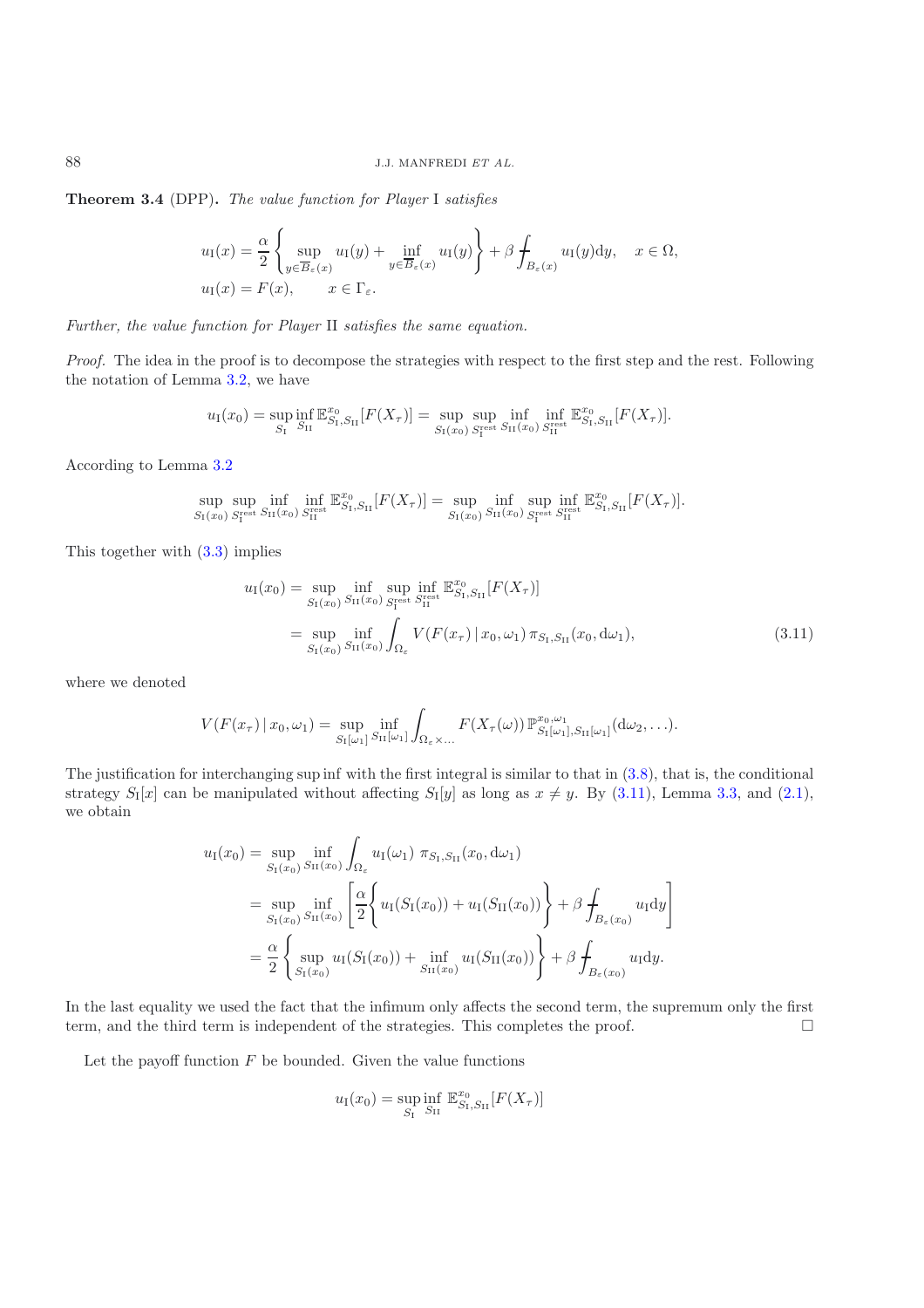**Theorem 3.4** (DPP)**.** *The value function for Player* I *satisfies*

$$u_{\mathrm{I}}(x) = \frac{\alpha}{2}\left\{\sup_{y\in\overline{B}_\varepsilon(x)} u_{\mathrm{I}}(y) + \inf_{y\in\overline{B}_\varepsilon(x)} u_{\mathrm{I}}(y)\right\} + \beta \fint_{B_\varepsilon(x)} u_{\mathrm{I}}(y)\mathrm{d}y, \quad x\in\Omega,$$
$$u_{\mathrm{I}}(x) = F(x), \qquad x\in\Gamma_\varepsilon.$$

*Further, the value function for Player* II *satisfies the same equation.*

*Proof.* The idea in the proof is to decompose the strategies with respect to the first step and the rest. Following the notation of Lemma 3.2, we have

$$u_{\mathrm{I}}(x_0) = \sup_{S_{\mathrm{I}}}\inf_{S_{\mathrm{II}}} \mathbb{E}^{x_0}_{S_{\mathrm{I}},S_{\mathrm{II}}}[F(X_\tau)] = \sup_{S_{\mathrm{I}}(x_0)}\sup_{S_{\mathrm{I}}^{\mathrm{rest}}}\inf_{S_{\mathrm{II}}(x_0)}\inf_{S_{\mathrm{II}}^{\mathrm{rest}}} \mathbb{E}^{x_0}_{S_{\mathrm{I}},S_{\mathrm{II}}}[F(X_\tau)].$$

According to Lemma 3.2

$$\sup_{S_{\mathrm{I}}(x_0)}\sup_{S_{\mathrm{I}}^{\mathrm{rest}}}\inf_{S_{\mathrm{II}}(x_0)}\inf_{S_{\mathrm{II}}^{\mathrm{rest}}} \mathbb{E}^{x_0}_{S_{\mathrm{I}},S_{\mathrm{II}}}[F(X_\tau)] = \sup_{S_{\mathrm{I}}(x_0)}\inf_{S_{\mathrm{II}}(x_0)}\sup_{S_{\mathrm{I}}^{\mathrm{rest}}}\inf_{S_{\mathrm{II}}^{\mathrm{rest}}} \mathbb{E}^{x_0}_{S_{\mathrm{I}},S_{\mathrm{II}}}[F(X_\tau)].$$

This together with (3.3) implies

$$\begin{aligned}
u_{\mathrm{I}}(x_0) &= \sup_{S_{\mathrm{I}}(x_0)}\inf_{S_{\mathrm{II}}(x_0)}\sup_{S_{\mathrm{I}}^{\mathrm{rest}}}\inf_{S_{\mathrm{II}}^{\mathrm{rest}}} \mathbb{E}^{x_0}_{S_{\mathrm{I}},S_{\mathrm{II}}}[F(X_\tau)] \\
&= \sup_{S_{\mathrm{I}}(x_0)}\inf_{S_{\mathrm{II}}(x_0)} \int_{\Omega_\varepsilon} V(F(x_\tau)\,|\,x_0,\omega_1)\,\pi_{S_{\mathrm{I}},S_{\mathrm{II}}}(x_0,\mathrm{d}\omega_1),
\end{aligned} \tag{3.11}$$

where we denoted

$$V(F(x_\tau)\,|\,x_0,\omega_1) = \sup_{S_{\mathrm{I}}[\omega_1]}\inf_{S_{\mathrm{II}}[\omega_1]} \int_{\Omega_\varepsilon\times\ldots} F(X_\tau(\omega))\,\mathbb{P}^{x_0,\omega_1}_{S_{\mathrm{I}}[\omega_1],S_{\mathrm{II}}[\omega_1]}(\mathrm{d}\omega_2,\ldots).$$

The justification for interchanging sup inf with the first integral is similar to that in (3.8), that is, the conditional strategy $S_{\mathrm{I}}[x]$ can be manipulated without affecting $S_{\mathrm{I}}[y]$ as long as $x\neq y$. By (3.11), Lemma 3.3, and (2.1), we obtain

$$\begin{aligned}
u_{\mathrm{I}}(x_0) &= \sup_{S_{\mathrm{I}}(x_0)}\inf_{S_{\mathrm{II}}(x_0)} \int_{\Omega_\varepsilon} u_{\mathrm{I}}(\omega_1)\ \pi_{S_{\mathrm{I}},S_{\mathrm{II}}}(x_0,\mathrm{d}\omega_1) \\
&= \sup_{S_{\mathrm{I}}(x_0)}\inf_{S_{\mathrm{II}}(x_0)} \left[\frac{\alpha}{2}\left\{u_{\mathrm{I}}(S_{\mathrm{I}}(x_0)) + u_{\mathrm{I}}(S_{\mathrm{II}}(x_0))\right\} + \beta\fint_{B_\varepsilon(x_0)} u_{\mathrm{I}}\mathrm{d}y\right] \\
&= \frac{\alpha}{2}\left\{\sup_{S_{\mathrm{I}}(x_0)} u_{\mathrm{I}}(S_{\mathrm{I}}(x_0)) + \inf_{S_{\mathrm{II}}(x_0)} u_{\mathrm{I}}(S_{\mathrm{II}}(x_0))\right\} + \beta\fint_{B_\varepsilon(x_0)} u_{\mathrm{I}}\mathrm{d}y.
\end{aligned}$$

In the last equality we used the fact that the infimum only affects the second term, the supremum only the first term, and the third term is independent of the strategies. This completes the proof. □

Let the payoff function $F$ be bounded. Given the value functions

$$u_{\mathrm{I}}(x_0) = \sup_{S_{\mathrm{I}}}\inf_{S_{\mathrm{II}}} \mathbb{E}^{x_0}_{S_{\mathrm{I}},S_{\mathrm{II}}}[F(X_\tau)]$$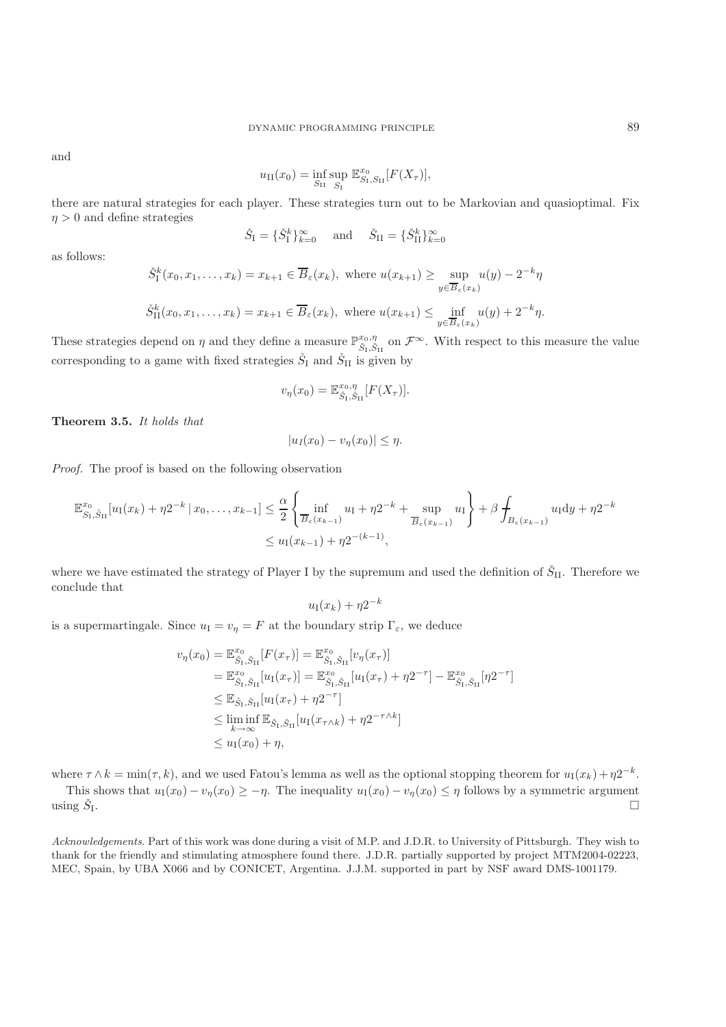and

$$u_{\mathrm{II}}(x_0) = \inf_{S_{\mathrm{II}}} \sup_{S_{\mathrm{I}}} \mathbb{E}^{x_0}_{S_{\mathrm{I}},S_{\mathrm{II}}}[F(X_\tau)],$$

there are natural strategies for each player. These strategies turn out to be Markovian and quasioptimal. Fix $\eta > 0$ and define strategies

$$\check{S}_{\mathrm{I}} = \{\check{S}^k_{\mathrm{I}}\}_{k=0}^\infty \quad \text{and} \quad \check{S}_{\mathrm{II}} = \{\check{S}^k_{\mathrm{II}}\}_{k=0}^\infty$$

as follows:

$$\check{S}^k_{\mathrm{I}}(x_0, x_1, \ldots, x_k) = x_{k+1} \in \overline{B}_\varepsilon(x_k), \text{ where } u(x_{k+1}) \geq \sup_{y \in \overline{B}_\varepsilon(x_k)} u(y) - 2^{-k}\eta$$

$$\check{S}^k_{\mathrm{II}}(x_0, x_1, \ldots, x_k) = x_{k+1} \in \overline{B}_\varepsilon(x_k), \text{ where } u(x_{k+1}) \leq \inf_{y \in \overline{B}_\varepsilon(x_k)} u(y) + 2^{-k}\eta.$$

These strategies depend on $\eta$ and they define a measure $\mathbb{P}^{x_0,\eta}_{\check{S}_{\mathrm{I}},\check{S}_{\mathrm{II}}}$ on $\mathcal{F}^\infty$. With respect to this measure the value corresponding to a game with fixed strategies $\check{S}_{\mathrm{I}}$ and $\check{S}_{\mathrm{II}}$ is given by

$$v_\eta(x_0) = \mathbb{E}^{x_0,\eta}_{\check{S}_{\mathrm{I}},\check{S}_{\mathrm{II}}}[F(X_\tau)].$$

**Theorem 3.5.** *It holds that*

$$|u_I(x_0) - v_\eta(x_0)| \leq \eta.$$

*Proof.* The proof is based on the following observation

$$\begin{aligned}
\mathbb{E}^{x_0}_{S_{\mathrm{I}},\check{S}_{\mathrm{II}}}[u_{\mathrm{I}}(x_k) + \eta 2^{-k} \,|\, x_0, \ldots, x_{k-1}] &\leq \frac{\alpha}{2}\left\{\inf_{\overline{B}_\varepsilon(x_{k-1})} u_{\mathrm{I}} + \eta 2^{-k} + \sup_{\overline{B}_\varepsilon(x_{k-1})} u_{\mathrm{I}}\right\} + \beta \fint_{B_\varepsilon(x_{k-1})} u_{\mathrm{I}} \mathrm{d}y + \eta 2^{-k} \\
&\leq u_{\mathrm{I}}(x_{k-1}) + \eta 2^{-(k-1)},
\end{aligned}$$

where we have estimated the strategy of Player I by the supremum and used the definition of $\check{S}_{\mathrm{II}}$. Therefore we conclude that

$$u_{\mathrm{I}}(x_k) + \eta 2^{-k}$$

is a supermartingale. Since $u_{\mathrm{I}} = v_\eta = F$ at the boundary strip $\Gamma_\varepsilon$, we deduce

$$\begin{aligned}
v_\eta(x_0) &= \mathbb{E}^{x_0}_{\check{S}_{\mathrm{I}},\check{S}_{\mathrm{II}}}[F(x_\tau)] = \mathbb{E}^{x_0}_{\check{S}_{\mathrm{I}},\check{S}_{\mathrm{II}}}[v_\eta(x_\tau)] \\
&= \mathbb{E}^{x_0}_{\check{S}_{\mathrm{I}},\check{S}_{\mathrm{II}}}[u_{\mathrm{I}}(x_\tau)] = \mathbb{E}^{x_0}_{\check{S}_{\mathrm{I}},\check{S}_{\mathrm{II}}}[u_{\mathrm{I}}(x_\tau) + \eta 2^{-\tau}] - \mathbb{E}^{x_0}_{\check{S}_{\mathrm{I}},\check{S}_{\mathrm{II}}}[\eta 2^{-\tau}] \\
&\leq \mathbb{E}_{\check{S}_{\mathrm{I}},\check{S}_{\mathrm{II}}}[u_{\mathrm{I}}(x_\tau) + \eta 2^{-\tau}] \\
&\leq \liminf_{k \to \infty} \mathbb{E}_{\check{S}_{\mathrm{I}},\check{S}_{\mathrm{II}}}[u_{\mathrm{I}}(x_{\tau \wedge k}) + \eta 2^{-\tau \wedge k}] \\
&\leq u_{\mathrm{I}}(x_0) + \eta,
\end{aligned}$$

where $\tau \wedge k = \min(\tau, k)$, and we used Fatou's lemma as well as the optional stopping theorem for $u_{\mathrm{I}}(x_k) + \eta 2^{-k}$.

This shows that $u_{\mathrm{I}}(x_0) - v_\eta(x_0) \geq -\eta$. The inequality $u_{\mathrm{I}}(x_0) - v_\eta(x_0) \leq \eta$ follows by a symmetric argument using $\check{S}_{\mathrm{I}}$. $\square$

*Acknowledgements*. Part of this work was done during a visit of M.P. and J.D.R. to University of Pittsburgh. They wish to thank for the friendly and stimulating atmosphere found there. J.D.R. partially supported by project MTM2004-02223, MEC, Spain, by UBA X066 and by CONICET, Argentina. J.J.M. supported in part by NSF award DMS-1001179.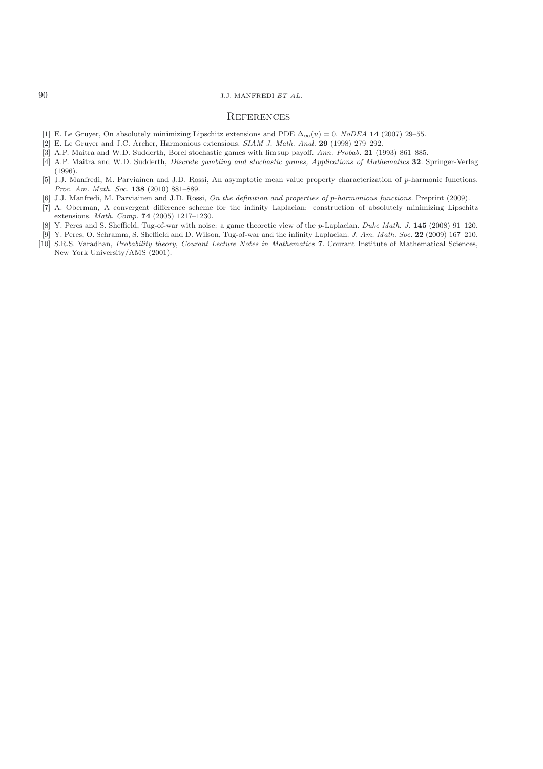## References

[1] E. Le Gruyer, On absolutely minimizing Lipschitz extensions and PDE $\Delta_\infty(u) = 0$. *NoDEA* **14** (2007) 29–55.

[2] E. Le Gruyer and J.C. Archer, Harmonious extensions. *SIAM J. Math. Anal.* **29** (1998) 279–292.

[3] A.P. Maitra and W.D. Sudderth, Borel stochastic games with lim sup payoff. *Ann. Probab.* **21** (1993) 861–885.

[4] A.P. Maitra and W.D. Sudderth, *Discrete gambling and stochastic games, Applications of Mathematics* **32**. Springer-Verlag (1996).

[5] J.J. Manfredi, M. Parviainen and J.D. Rossi, An asymptotic mean value property characterization of $p$-harmonic functions. *Proc. Am. Math. Soc.* **138** (2010) 881–889.

[6] J.J. Manfredi, M. Parviainen and J.D. Rossi, *On the definition and properties of p-harmonious functions.* Preprint (2009).

[7] A. Oberman, A convergent difference scheme for the infinity Laplacian: construction of absolutely minimizing Lipschitz extensions. *Math. Comp.* **74** (2005) 1217–1230.

[8] Y. Peres and S. Sheffield, Tug-of-war with noise: a game theoretic view of the $p$-Laplacian. *Duke Math. J.* **145** (2008) 91–120.

[9] Y. Peres, O. Schramm, S. Sheffield and D. Wilson, Tug-of-war and the infinity Laplacian. *J. Am. Math. Soc.* **22** (2009) 167–210.

[10] S.R.S. Varadhan, *Probability theory*, *Courant Lecture Notes in Mathematics* **7**. Courant Institute of Mathematical Sciences, New York University/AMS (2001).